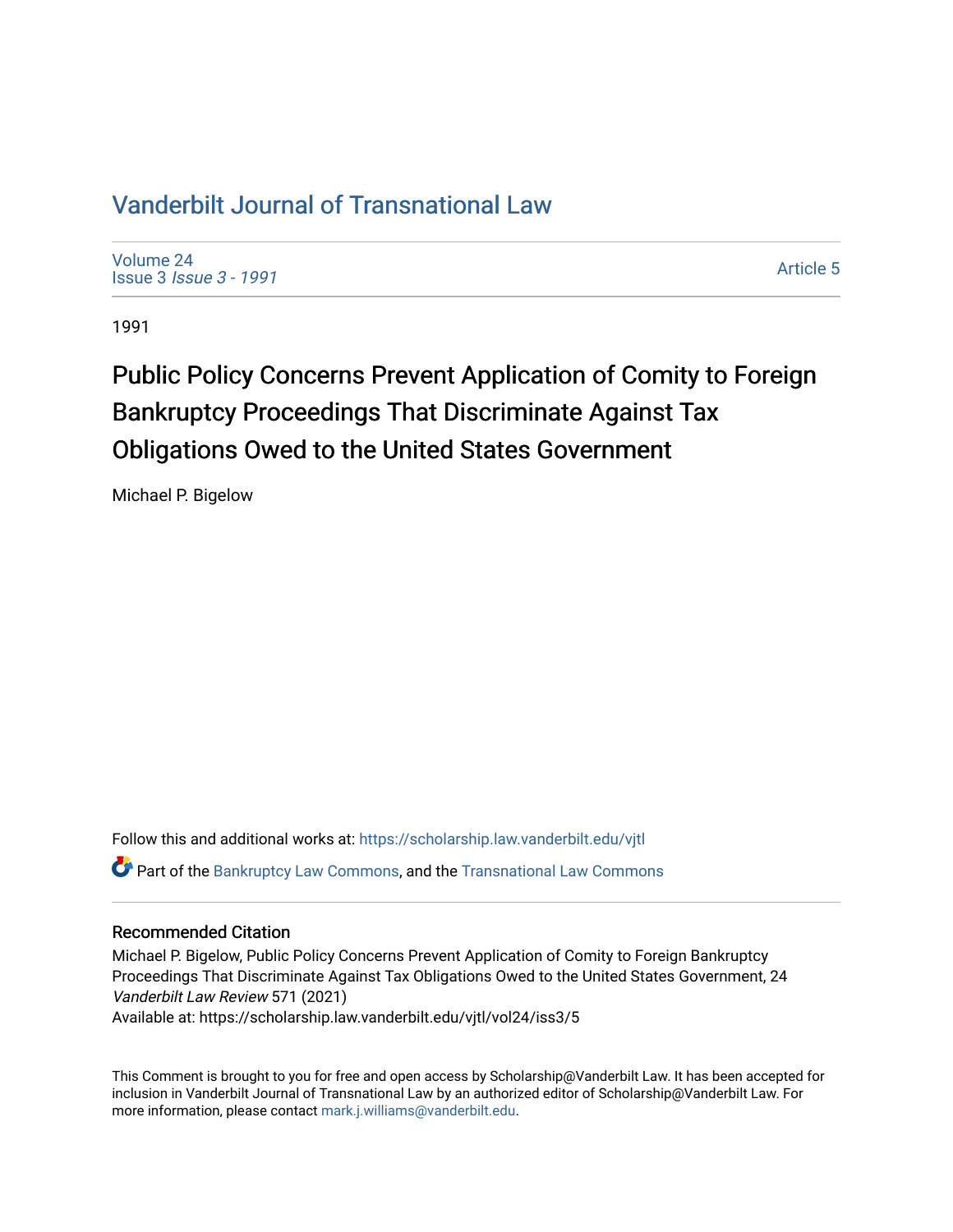# Vanderbilt Journal of Transnational Law

Volume 24
Issue 3 *Issue 3 - 1991*

Article 5

1991

## Public Policy Concerns Prevent Application of Comity to Foreign Bankruptcy Proceedings That Discriminate Against Tax Obligations Owed to the United States Government

Michael P. Bigelow

Follow this and additional works at: https://scholarship.law.vanderbilt.edu/vjtl

Part of the Bankruptcy Law Commons, and the Transnational Law Commons

### Recommended Citation

Michael P. Bigelow, Public Policy Concerns Prevent Application of Comity to Foreign Bankruptcy Proceedings That Discriminate Against Tax Obligations Owed to the United States Government, 24 *Vanderbilt Law Review* 571 (2021)
Available at: https://scholarship.law.vanderbilt.edu/vjtl/vol24/iss3/5

This Comment is brought to you for free and open access by Scholarship@Vanderbilt Law. It has been accepted for inclusion in Vanderbilt Journal of Transnational Law by an authorized editor of Scholarship@Vanderbilt Law. For more information, please contact mark.j.williams@vanderbilt.edu.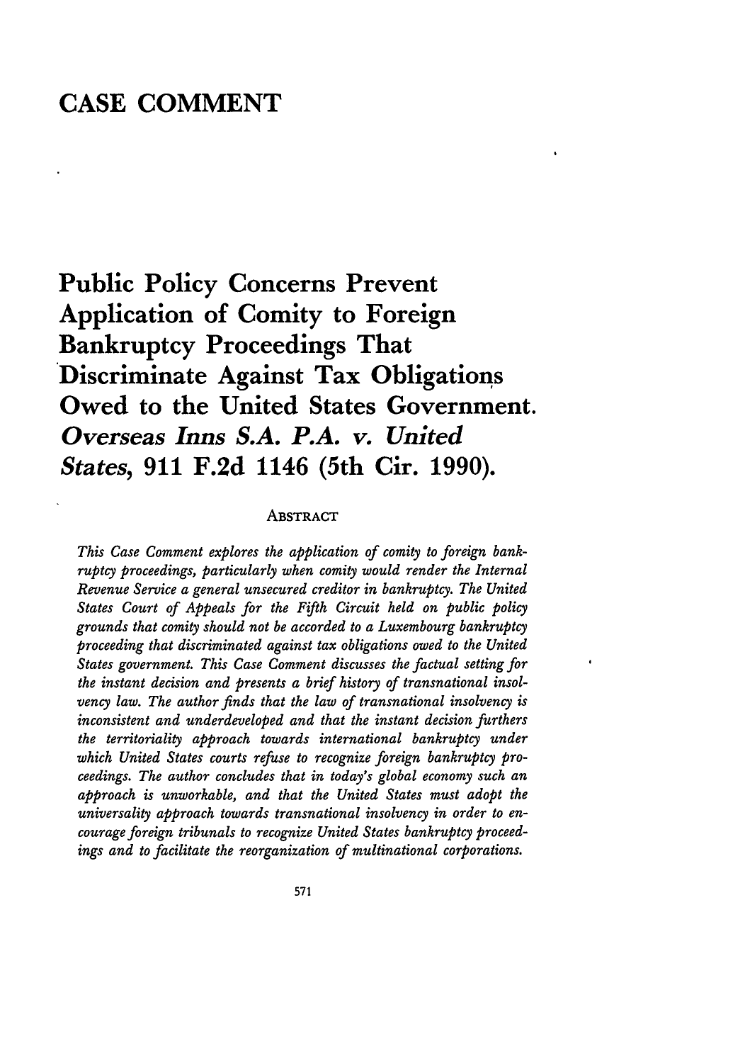# CASE COMMENT

# Public Policy Concerns Prevent Application of Comity to Foreign Bankruptcy Proceedings That Discriminate Against Tax Obligations Owed to the United States Government. *Overseas Inns S.A. P.A. v. United States*, 911 F.2d 1146 (5th Cir. 1990).

## ABSTRACT

*This Case Comment explores the application of comity to foreign bankruptcy proceedings, particularly when comity would render the Internal Revenue Service a general unsecured creditor in bankruptcy. The United States Court of Appeals for the Fifth Circuit held on public policy grounds that comity should not be accorded to a Luxembourg bankruptcy proceeding that discriminated against tax obligations owed to the United States government. This Case Comment discusses the factual setting for the instant decision and presents a brief history of transnational insolvency law. The author finds that the law of transnational insolvency is inconsistent and underdeveloped and that the instant decision furthers the territoriality approach towards international bankruptcy under which United States courts refuse to recognize foreign bankruptcy proceedings. The author concludes that in today's global economy such an approach is unworkable, and that the United States must adopt the universality approach towards transnational insolvency in order to encourage foreign tribunals to recognize United States bankruptcy proceedings and to facilitate the reorganization of multinational corporations.*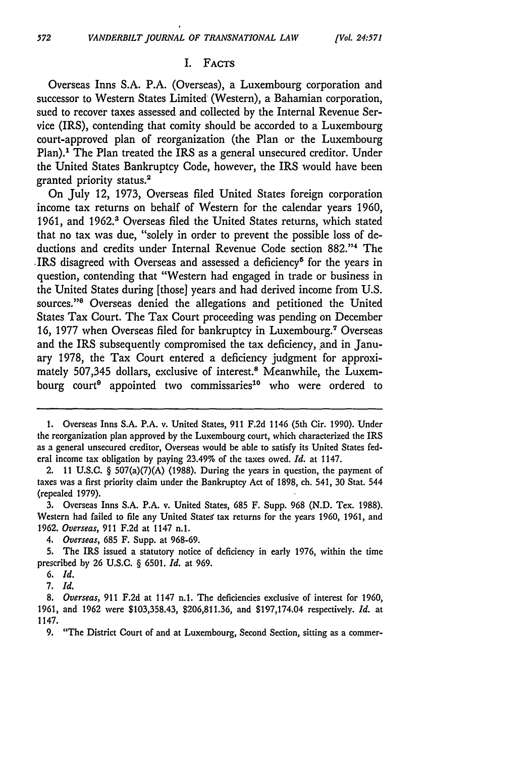## I. FACTS

Overseas Inns S.A. P.A. (Overseas), a Luxembourg corporation and successor to Western States Limited (Western), a Bahamian corporation, sued to recover taxes assessed and collected by the Internal Revenue Service (IRS), contending that comity should be accorded to a Luxembourg court-approved plan of reorganization (the Plan or the Luxembourg Plan).[1] The Plan treated the IRS as a general unsecured creditor. Under the United States Bankruptcy Code, however, the IRS would have been granted priority status.[2]

On July 12, 1973, Overseas filed United States foreign corporation income tax returns on behalf of Western for the calendar years 1960, 1961, and 1962.[3] Overseas filed the United States returns, which stated that no tax was due, "solely in order to prevent the possible loss of deductions and credits under Internal Revenue Code section 882."[4] The IRS disagreed with Overseas and assessed a deficiency[5] for the years in question, contending that "Western had engaged in trade or business in the United States during [those] years and had derived income from U.S. sources."[6] Overseas denied the allegations and petitioned the United States Tax Court. The Tax Court proceeding was pending on December 16, 1977 when Overseas filed for bankruptcy in Luxembourg.[7] Overseas and the IRS subsequently compromised the tax deficiency, and in January 1978, the Tax Court entered a deficiency judgment for approximately 507,345 dollars, exclusive of interest.[8] Meanwhile, the Luxembourg court[9] appointed two commissaries[10] who were ordered to

---

1. Overseas Inns S.A. P.A. v. United States, 911 F.2d 1146 (5th Cir. 1990). Under the reorganization plan approved by the Luxembourg court, which characterized the IRS as a general unsecured creditor, Overseas would be able to satisfy its United States federal income tax obligation by paying 23.49% of the taxes owed. *Id.* at 1147.

2. 11 U.S.C. § 507(a)(7)(A) (1988). During the years in question, the payment of taxes was a first priority claim under the Bankruptcy Act of 1898, ch. 541, 30 Stat. 544 (repealed 1979).

3. Overseas Inns S.A. P.A. v. United States, 685 F. Supp. 968 (N.D. Tex. 1988). Western had failed to file any United States tax returns for the years 1960, 1961, and 1962. *Overseas*, 911 F.2d at 1147 n.1.

4. *Overseas*, 685 F. Supp. at 968-69.

5. The IRS issued a statutory notice of deficiency in early 1976, within the time prescribed by 26 U.S.C. § 6501. *Id.* at 969.

6. *Id.*

7. *Id.*

8. *Overseas*, 911 F.2d at 1147 n.1. The deficiencies exclusive of interest for 1960, 1961, and 1962 were $103,358.43, $206,811.36, and $197,174.04 respectively. *Id.* at 1147.

9. "The District Court of and at Luxembourg, Second Section, sitting as a commer-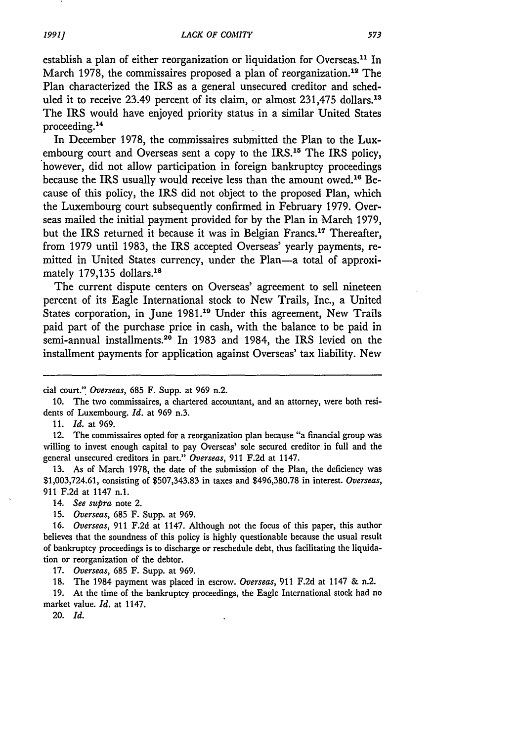establish a plan of either reorganization or liquidation for Overseas.[11] In March 1978, the commissaires proposed a plan of reorganization.[12] The Plan characterized the IRS as a general unsecured creditor and scheduled it to receive 23.49 percent of its claim, or almost 231,475 dollars.[13] The IRS would have enjoyed priority status in a similar United States proceeding.[14]

In December 1978, the commissaires submitted the Plan to the Luxembourg court and Overseas sent a copy to the IRS.[15] The IRS policy, however, did not allow participation in foreign bankruptcy proceedings because the IRS usually would receive less than the amount owed.[16] Because of this policy, the IRS did not object to the proposed Plan, which the Luxembourg court subsequently confirmed in February 1979. Overseas mailed the initial payment provided for by the Plan in March 1979, but the IRS returned it because it was in Belgian Francs.[17] Thereafter, from 1979 until 1983, the IRS accepted Overseas' yearly payments, remitted in United States currency, under the Plan—a total of approximately 179,135 dollars.[18]

The current dispute centers on Overseas' agreement to sell nineteen percent of its Eagle International stock to New Trails, Inc., a United States corporation, in June 1981.[19] Under this agreement, New Trails paid part of the purchase price in cash, with the balance to be paid in semi-annual installments.[20] In 1983 and 1984, the IRS levied on the installment payments for application against Overseas' tax liability. New

---

cial court." *Overseas*, 685 F. Supp. at 969 n.2.

10. The two commissaires, a chartered accountant, and an attorney, were both residents of Luxembourg. *Id.* at 969 n.3.

11. *Id.* at 969.

12. The commissaires opted for a reorganization plan because "a financial group was willing to invest enough capital to pay Overseas' sole secured creditor in full and the general unsecured creditors in part." *Overseas*, 911 F.2d at 1147.

13. As of March 1978, the date of the submission of the Plan, the deficiency was $1,003,724.61, consisting of $507,343.83 in taxes and $496,380.78 in interest. *Overseas*, 911 F.2d at 1147 n.1.

14. *See supra* note 2.

15. *Overseas*, 685 F. Supp. at 969.

16. *Overseas*, 911 F.2d at 1147. Although not the focus of this paper, this author believes that the soundness of this policy is highly questionable because the usual result of bankruptcy proceedings is to discharge or reschedule debt, thus facilitating the liquidation or reorganization of the debtor.

17. *Overseas*, 685 F. Supp. at 969.

18. The 1984 payment was placed in escrow. *Overseas*, 911 F.2d at 1147 & n.2.

19. At the time of the bankruptcy proceedings, the Eagle International stock had no market value. *Id.* at 1147.

20. *Id.*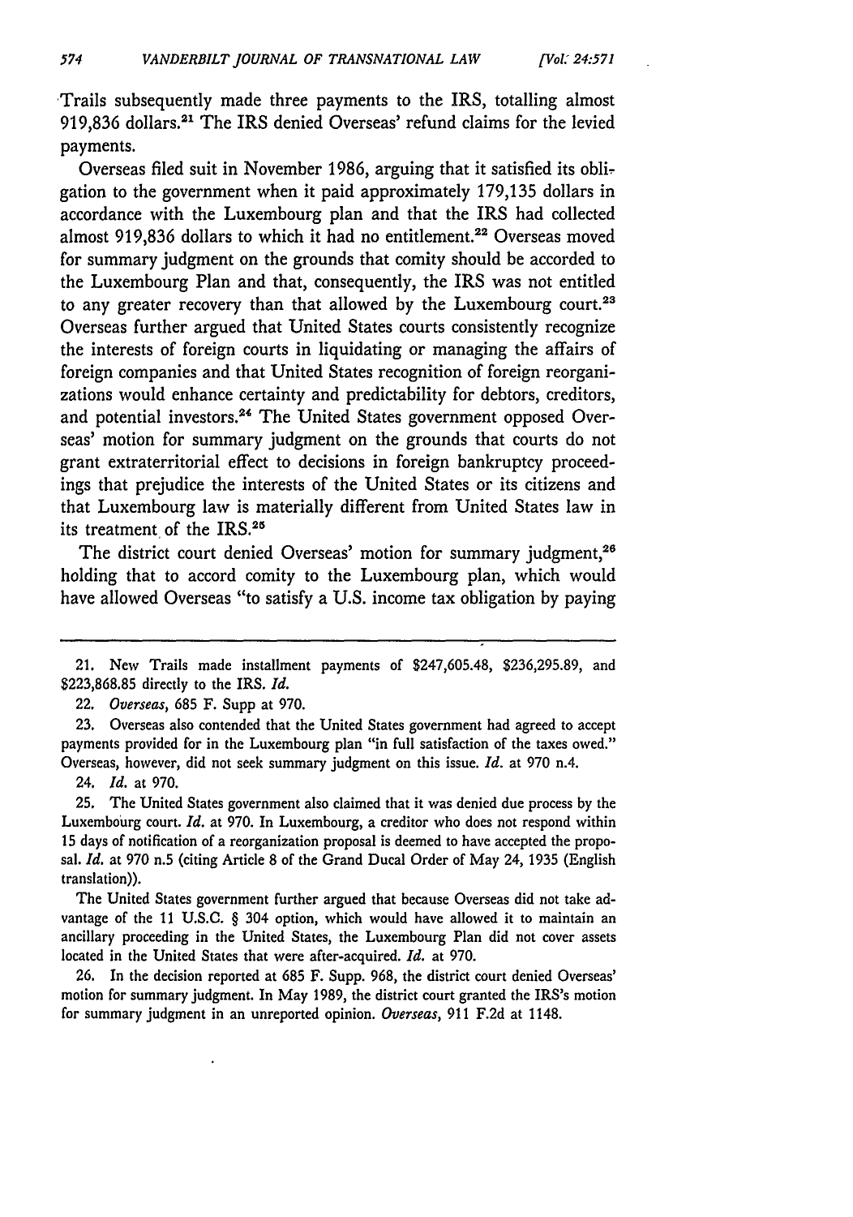Trails subsequently made three payments to the IRS, totalling almost 919,836 dollars.[21] The IRS denied Overseas' refund claims for the levied payments.

Overseas filed suit in November 1986, arguing that it satisfied its obligation to the government when it paid approximately 179,135 dollars in accordance with the Luxembourg plan and that the IRS had collected almost 919,836 dollars to which it had no entitlement.[22] Overseas moved for summary judgment on the grounds that comity should be accorded to the Luxembourg Plan and that, consequently, the IRS was not entitled to any greater recovery than that allowed by the Luxembourg court.[23] Overseas further argued that United States courts consistently recognize the interests of foreign courts in liquidating or managing the affairs of foreign companies and that United States recognition of foreign reorganizations would enhance certainty and predictability for debtors, creditors, and potential investors.[24] The United States government opposed Overseas' motion for summary judgment on the grounds that courts do not grant extraterritorial effect to decisions in foreign bankruptcy proceedings that prejudice the interests of the United States or its citizens and that Luxembourg law is materially different from United States law in its treatment of the IRS.[25]

The district court denied Overseas' motion for summary judgment,[26] holding that to accord comity to the Luxembourg plan, which would have allowed Overseas "to satisfy a U.S. income tax obligation by paying

---

21. New Trails made installment payments of $247,605.48, $236,295.89, and $223,868.85 directly to the IRS. *Id.*

22. *Overseas*, 685 F. Supp at 970.

23. Overseas also contended that the United States government had agreed to accept payments provided for in the Luxembourg plan "in full satisfaction of the taxes owed." Overseas, however, did not seek summary judgment on this issue. *Id.* at 970 n.4.

24. *Id.* at 970.

25. The United States government also claimed that it was denied due process by the Luxembourg court. *Id.* at 970. In Luxembourg, a creditor who does not respond within 15 days of notification of a reorganization proposal is deemed to have accepted the proposal. *Id.* at 970 n.5 (citing Article 8 of the Grand Ducal Order of May 24, 1935 (English translation)).

The United States government further argued that because Overseas did not take advantage of the 11 U.S.C. § 304 option, which would have allowed it to maintain an ancillary proceeding in the United States, the Luxembourg Plan did not cover assets located in the United States that were after-acquired. *Id.* at 970.

26. In the decision reported at 685 F. Supp. 968, the district court denied Overseas' motion for summary judgment. In May 1989, the district court granted the IRS's motion for summary judgment in an unreported opinion. *Overseas*, 911 F.2d at 1148.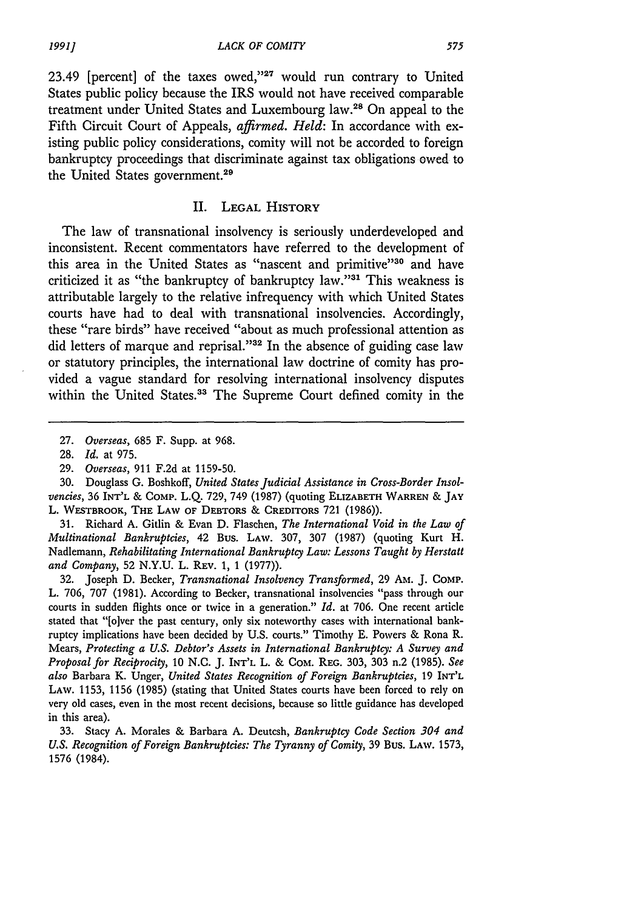23.49 [percent] of the taxes owed,"[27] would run contrary to United States public policy because the IRS would not have received comparable treatment under United States and Luxembourg law.[28] On appeal to the Fifth Circuit Court of Appeals, *affirmed. Held*: In accordance with existing public policy considerations, comity will not be accorded to foreign bankruptcy proceedings that discriminate against tax obligations owed to the United States government.[29]

## II. Legal History

The law of transnational insolvency is seriously underdeveloped and inconsistent. Recent commentators have referred to the development of this area in the United States as "nascent and primitive"[30] and have criticized it as "the bankruptcy of bankruptcy law."[31] This weakness is attributable largely to the relative infrequency with which United States courts have had to deal with transnational insolvencies. Accordingly, these "rare birds" have received "about as much professional attention as did letters of marque and reprisal."[32] In the absence of guiding case law or statutory principles, the international law doctrine of comity has provided a vague standard for resolving international insolvency disputes within the United States.[33] The Supreme Court defined comity in the

---

27. *Overseas*, 685 F. Supp. at 968.

28. *Id.* at 975.

29. *Overseas*, 911 F.2d at 1159-50.

30. Douglass G. Boshkoff, *United States Judicial Assistance in Cross-Border Insolvencies*, 36 INT'L & COMP. L.Q. 729, 749 (1987) (quoting ELIZABETH WARREN & JAY L. WESTBROOK, THE LAW OF DEBTORS & CREDITORS 721 (1986)).

31. Richard A. Gitlin & Evan D. Flaschen, *The International Void in the Law of Multinational Bankruptcies*, 42 BUS. LAW. 307, 307 (1987) (quoting Kurt H. Nadlemann, *Rehabilitating International Bankruptcy Law: Lessons Taught by Herstatt and Company*, 52 N.Y.U. L. REV. 1, 1 (1977)).

32. Joseph D. Becker, *Transnational Insolvency Transformed*, 29 AM. J. COMP. L. 706, 707 (1981). According to Becker, transnational insolvencies "pass through our courts in sudden flights once or twice in a generation." *Id.* at 706. One recent article stated that "[o]ver the past century, only six noteworthy cases with international bankruptcy implications have been decided by U.S. courts." Timothy E. Powers & Rona R. Mears, *Protecting a U.S. Debtor's Assets in International Bankruptcy: A Survey and Proposal for Reciprocity*, 10 N.C. J. INT'L L. & COM. REG. 303, 303 n.2 (1985). *See also* Barbara K. Unger, *United States Recognition of Foreign Bankruptcies*, 19 INT'L LAW. 1153, 1156 (1985) (stating that United States courts have been forced to rely on very old cases, even in the most recent decisions, because so little guidance has developed in this area).

33. Stacy A. Morales & Barbara A. Deutcsh, *Bankruptcy Code Section 304 and U.S. Recognition of Foreign Bankruptcies: The Tyranny of Comity*, 39 BUS. LAW. 1573, 1576 (1984).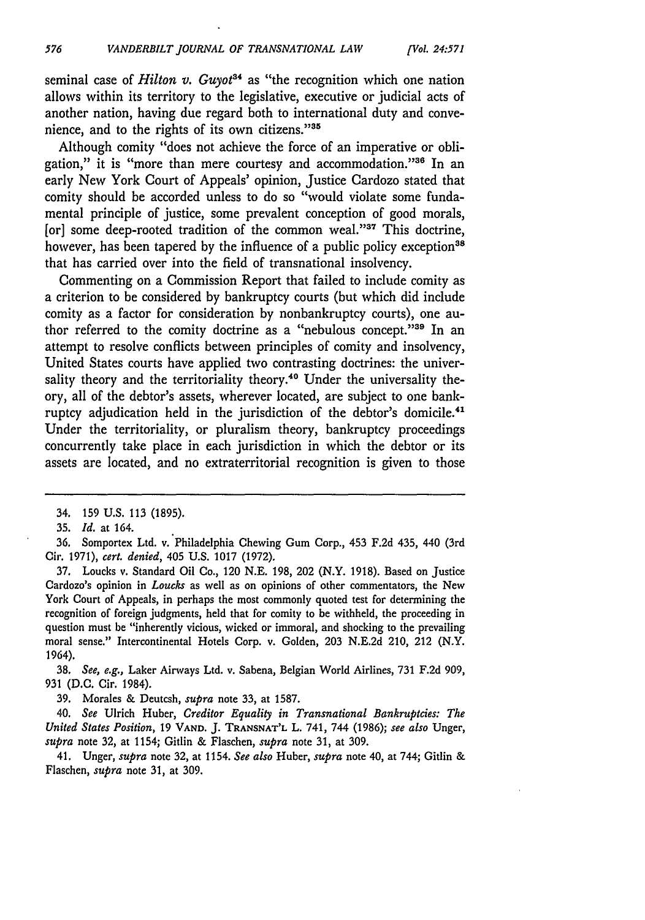seminal case of *Hilton v. Guyot*[34] as "the recognition which one nation allows within its territory to the legislative, executive or judicial acts of another nation, having due regard both to international duty and convenience, and to the rights of its own citizens."[35]

Although comity "does not achieve the force of an imperative or obligation," it is "more than mere courtesy and accommodation."[36] In an early New York Court of Appeals' opinion, Justice Cardozo stated that comity should be accorded unless to do so "would violate some fundamental principle of justice, some prevalent conception of good morals, [or] some deep-rooted tradition of the common weal."[37] This doctrine, however, has been tapered by the influence of a public policy exception[38] that has carried over into the field of transnational insolvency.

Commenting on a Commission Report that failed to include comity as a criterion to be considered by bankruptcy courts (but which did include comity as a factor for consideration by nonbankruptcy courts), one author referred to the comity doctrine as a "nebulous concept."[39] In an attempt to resolve conflicts between principles of comity and insolvency, United States courts have applied two contrasting doctrines: the universality theory and the territoriality theory.[40] Under the universality theory, all of the debtor's assets, wherever located, are subject to one bankruptcy adjudication held in the jurisdiction of the debtor's domicile.[41] Under the territoriality, or pluralism theory, bankruptcy proceedings concurrently take place in each jurisdiction in which the debtor or its assets are located, and no extraterritorial recognition is given to those

---

34. 159 U.S. 113 (1895).

35. *Id.* at 164.

36. Somportex Ltd. v. Philadelphia Chewing Gum Corp., 453 F.2d 435, 440 (3rd Cir. 1971), *cert. denied*, 405 U.S. 1017 (1972).

37. Loucks v. Standard Oil Co., 120 N.E. 198, 202 (N.Y. 1918). Based on Justice Cardozo's opinion in *Loucks* as well as on opinions of other commentators, the New York Court of Appeals, in perhaps the most commonly quoted test for determining the recognition of foreign judgments, held that for comity to be withheld, the proceeding in question must be "inherently vicious, wicked or immoral, and shocking to the prevailing moral sense." Intercontinental Hotels Corp. v. Golden, 203 N.E.2d 210, 212 (N.Y. 1964).

38. *See, e.g.*, Laker Airways Ltd. v. Sabena, Belgian World Airlines, 731 F.2d 909, 931 (D.C. Cir. 1984).

39. Morales & Deutcsh, *supra* note 33, at 1587.

40. *See* Ulrich Huber, *Creditor Equality in Transnational Bankruptcies: The United States Position*, 19 VAND. J. TRANSNAT'L L. 741, 744 (1986); *see also* Unger, *supra* note 32, at 1154; Gitlin & Flaschen, *supra* note 31, at 309.

41. Unger, *supra* note 32, at 1154. *See also* Huber, *supra* note 40, at 744; Gitlin & Flaschen, *supra* note 31, at 309.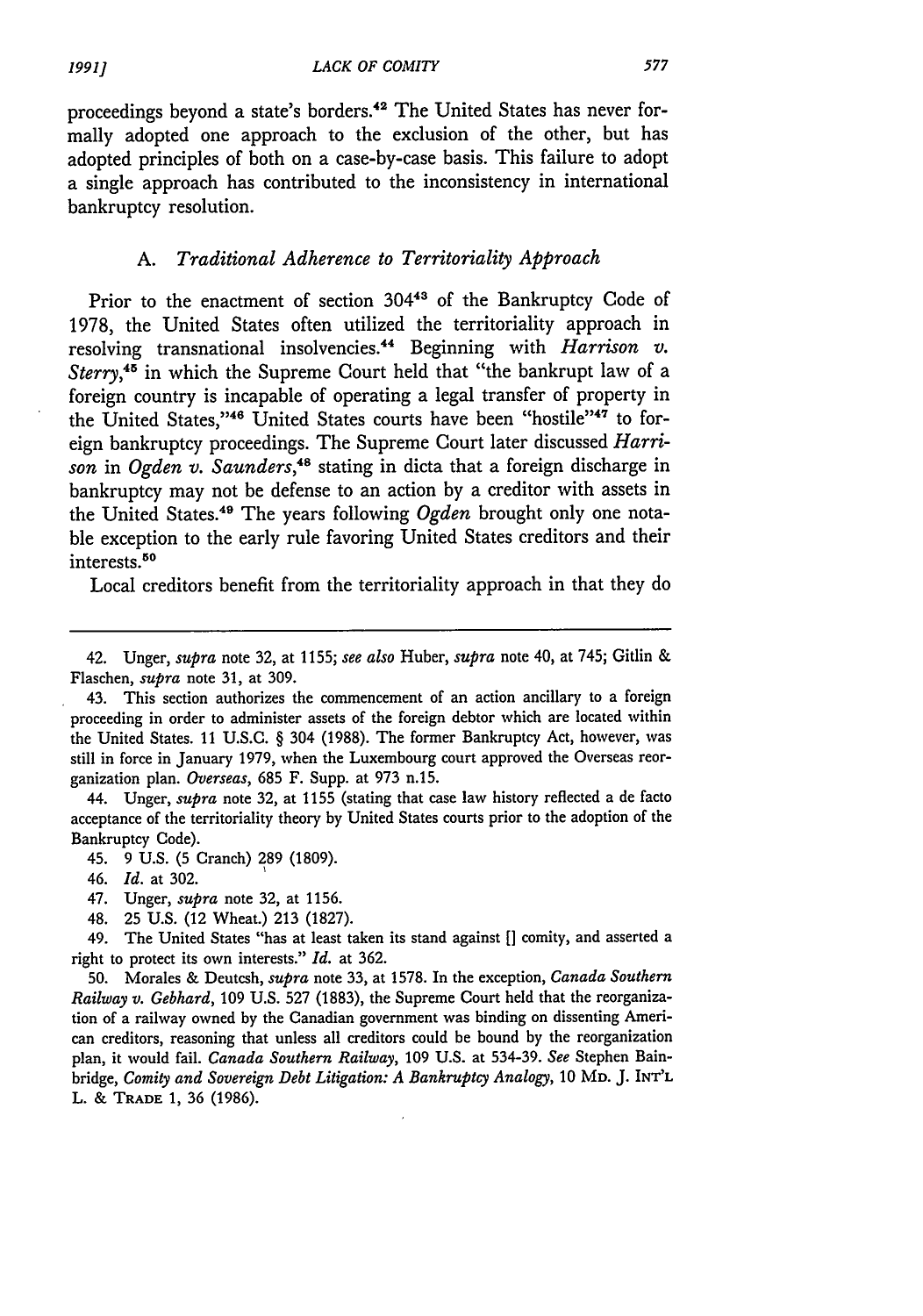proceedings beyond a state's borders.[42] The United States has never formally adopted one approach to the exclusion of the other, but has adopted principles of both on a case-by-case basis. This failure to adopt a single approach has contributed to the inconsistency in international bankruptcy resolution.

### A. *Traditional Adherence to Territoriality Approach*

Prior to the enactment of section 304[43] of the Bankruptcy Code of 1978, the United States often utilized the territoriality approach in resolving transnational insolvencies.[44] Beginning with *Harrison v. Sterry*,[45] in which the Supreme Court held that "the bankrupt law of a foreign country is incapable of operating a legal transfer of property in the United States,"[46] United States courts have been "hostile"[47] to foreign bankruptcy proceedings. The Supreme Court later discussed *Harrison* in *Ogden v. Saunders*,[48] stating in dicta that a foreign discharge in bankruptcy may not be defense to an action by a creditor with assets in the United States.[49] The years following *Ogden* brought only one notable exception to the early rule favoring United States creditors and their interests.[50]

Local creditors benefit from the territoriality approach in that they do

---

42. Unger, *supra* note 32, at 1155; *see also* Huber, *supra* note 40, at 745; Gitlin & Flaschen, *supra* note 31, at 309.

43. This section authorizes the commencement of an action ancillary to a foreign proceeding in order to administer assets of the foreign debtor which are located within the United States. 11 U.S.C. § 304 (1988). The former Bankruptcy Act, however, was still in force in January 1979, when the Luxembourg court approved the Overseas reorganization plan. *Overseas*, 685 F. Supp. at 973 n.15.

44. Unger, *supra* note 32, at 1155 (stating that case law history reflected a de facto acceptance of the territoriality theory by United States courts prior to the adoption of the Bankruptcy Code).

45. 9 U.S. (5 Cranch) 289 (1809).

46. *Id.* at 302.

47. Unger, *supra* note 32, at 1156.

48. 25 U.S. (12 Wheat.) 213 (1827).

49. The United States "has at least taken its stand against [] comity, and asserted a right to protect its own interests." *Id.* at 362.

50. Morales & Deutcsh, *supra* note 33, at 1578. In the exception, *Canada Southern Railway v. Gebhard*, 109 U.S. 527 (1883), the Supreme Court held that the reorganization of a railway owned by the Canadian government was binding on dissenting American creditors, reasoning that unless all creditors could be bound by the reorganization plan, it would fail. *Canada Southern Railway*, 109 U.S. at 534-39. *See* Stephen Bainbridge, *Comity and Sovereign Debt Litigation: A Bankruptcy Analogy*, 10 MD. J. INT'L L. & TRADE 1, 36 (1986).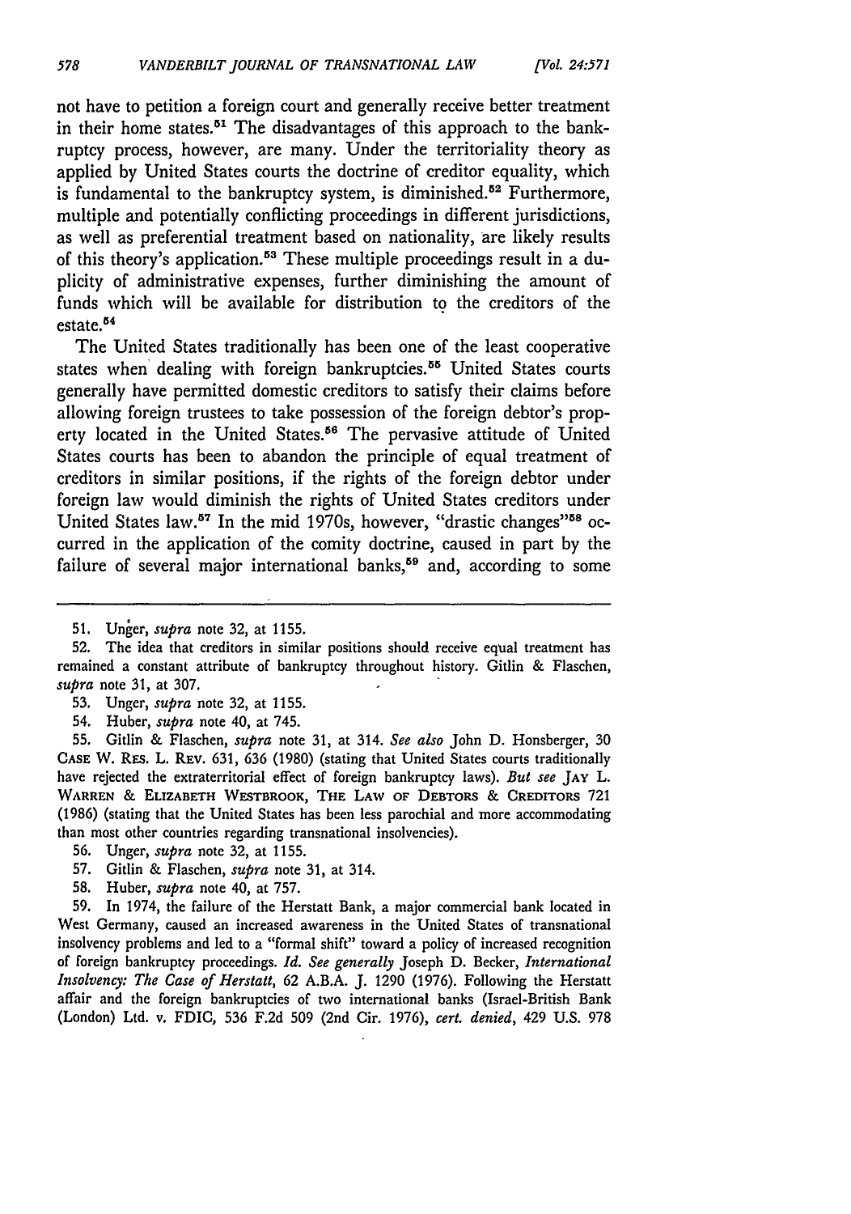not have to petition a foreign court and generally receive better treatment in their home states.[51] The disadvantages of this approach to the bankruptcy process, however, are many. Under the territoriality theory as applied by United States courts the doctrine of creditor equality, which is fundamental to the bankruptcy system, is diminished.[52] Furthermore, multiple and potentially conflicting proceedings in different jurisdictions, as well as preferential treatment based on nationality, are likely results of this theory's application.[53] These multiple proceedings result in a duplicity of administrative expenses, further diminishing the amount of funds which will be available for distribution to the creditors of the estate.[54]

The United States traditionally has been one of the least cooperative states when dealing with foreign bankruptcies.[55] United States courts generally have permitted domestic creditors to satisfy their claims before allowing foreign trustees to take possession of the foreign debtor's property located in the United States.[56] The pervasive attitude of United States courts has been to abandon the principle of equal treatment of creditors in similar positions, if the rights of the foreign debtor under foreign law would diminish the rights of United States creditors under United States law.[57] In the mid 1970s, however, "drastic changes"[58] occurred in the application of the comity doctrine, caused in part by the failure of several major international banks,[59] and, according to some

---

51. Unger, *supra* note 32, at 1155.

52. The idea that creditors in similar positions should receive equal treatment has remained a constant attribute of bankruptcy throughout history. Gitlin & Flaschen, *supra* note 31, at 307.

53. Unger, *supra* note 32, at 1155.

54. Huber, *supra* note 40, at 745.

55. Gitlin & Flaschen, *supra* note 31, at 314. *See also* John D. Honsberger, 30 CASE W. RES. L. REV. 631, 636 (1980) (stating that United States courts traditionally have rejected the extraterritorial effect of foreign bankruptcy laws). *But see* JAY L. WARREN & ELIZABETH WESTBROOK, THE LAW OF DEBTORS & CREDITORS 721 (1986) (stating that the United States has been less parochial and more accommodating than most other countries regarding transnational insolvencies).

56. Unger, *supra* note 32, at 1155.

57. Gitlin & Flaschen, *supra* note 31, at 314.

58. Huber, *supra* note 40, at 757.

59. In 1974, the failure of the Herstatt Bank, a major commercial bank located in West Germany, caused an increased awareness in the United States of transnational insolvency problems and led to a "formal shift" toward a policy of increased recognition of foreign bankruptcy proceedings. *Id. See generally* Joseph D. Becker, *International Insolvency: The Case of Herstatt*, 62 A.B.A. J. 1290 (1976). Following the Herstatt affair and the foreign bankruptcies of two international banks (Israel-British Bank (London) Ltd. v. FDIC, 536 F.2d 509 (2nd Cir. 1976), *cert. denied*, 429 U.S. 978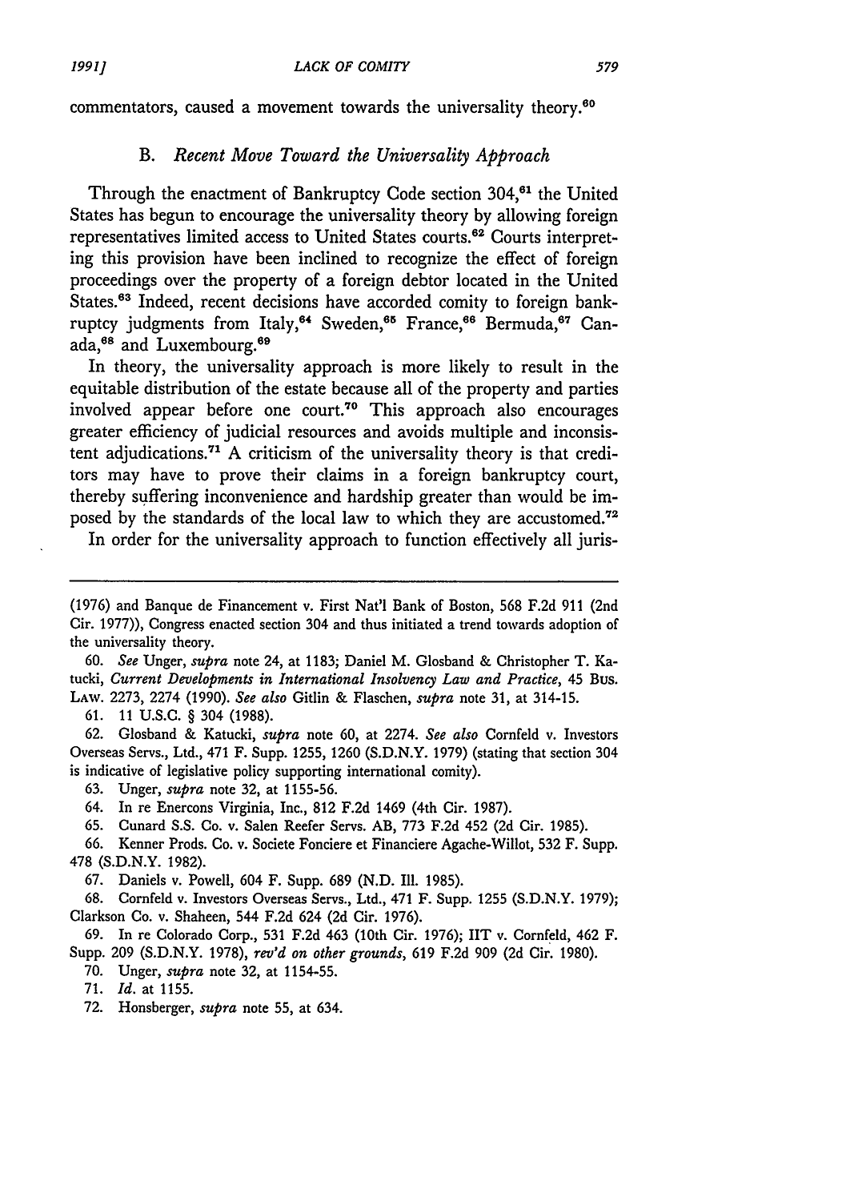commentators, caused a movement towards the universality theory.[60]

### B. *Recent Move Toward the Universality Approach*

Through the enactment of Bankruptcy Code section 304,[61] the United States has begun to encourage the universality theory by allowing foreign representatives limited access to United States courts.[62] Courts interpreting this provision have been inclined to recognize the effect of foreign proceedings over the property of a foreign debtor located in the United States.[63] Indeed, recent decisions have accorded comity to foreign bankruptcy judgments from Italy,[64] Sweden,[65] France,[66] Bermuda,[67] Canada,[68] and Luxembourg.[69]

In theory, the universality approach is more likely to result in the equitable distribution of the estate because all of the property and parties involved appear before one court.[70] This approach also encourages greater efficiency of judicial resources and avoids multiple and inconsistent adjudications.[71] A criticism of the universality theory is that creditors may have to prove their claims in a foreign bankruptcy court, thereby suffering inconvenience and hardship greater than would be imposed by the standards of the local law to which they are accustomed.[72]

In order for the universality approach to function effectively all juris-

---

(1976) and Banque de Financement v. First Nat'l Bank of Boston, 568 F.2d 911 (2nd Cir. 1977)), Congress enacted section 304 and thus initiated a trend towards adoption of the universality theory.

60. *See* Unger, *supra* note 24, at 1183; Daniel M. Glosband & Christopher T. Katucki, *Current Developments in International Insolvency Law and Practice*, 45 BUS. LAW. 2273, 2274 (1990). *See also* Gitlin & Flaschen, *supra* note 31, at 314-15.

61. 11 U.S.C. § 304 (1988).

62. Glosband & Katucki, *supra* note 60, at 2274. *See also* Cornfeld v. Investors Overseas Servs., Ltd., 471 F. Supp. 1255, 1260 (S.D.N.Y. 1979) (stating that section 304 is indicative of legislative policy supporting international comity).

63. Unger, *supra* note 32, at 1155-56.

64. In re Enercons Virginia, Inc., 812 F.2d 1469 (4th Cir. 1987).

65. Cunard S.S. Co. v. Salen Reefer Servs. AB, 773 F.2d 452 (2d Cir. 1985).

66. Kenner Prods. Co. v. Societe Fonciere et Financiere Agache-Willot, 532 F. Supp. 478 (S.D.N.Y. 1982).

67. Daniels v. Powell, 604 F. Supp. 689 (N.D. Ill. 1985).

68. Cornfeld v. Investors Overseas Servs., Ltd., 471 F. Supp. 1255 (S.D.N.Y. 1979); Clarkson Co. v. Shaheen, 544 F.2d 624 (2d Cir. 1976).

69. In re Colorado Corp., 531 F.2d 463 (10th Cir. 1976); IIT v. Cornfeld, 462 F. Supp. 209 (S.D.N.Y. 1978), *rev'd on other grounds*, 619 F.2d 909 (2d Cir. 1980).

70. Unger, *supra* note 32, at 1154-55.

71. *Id.* at 1155.

72. Honsberger, *supra* note 55, at 634.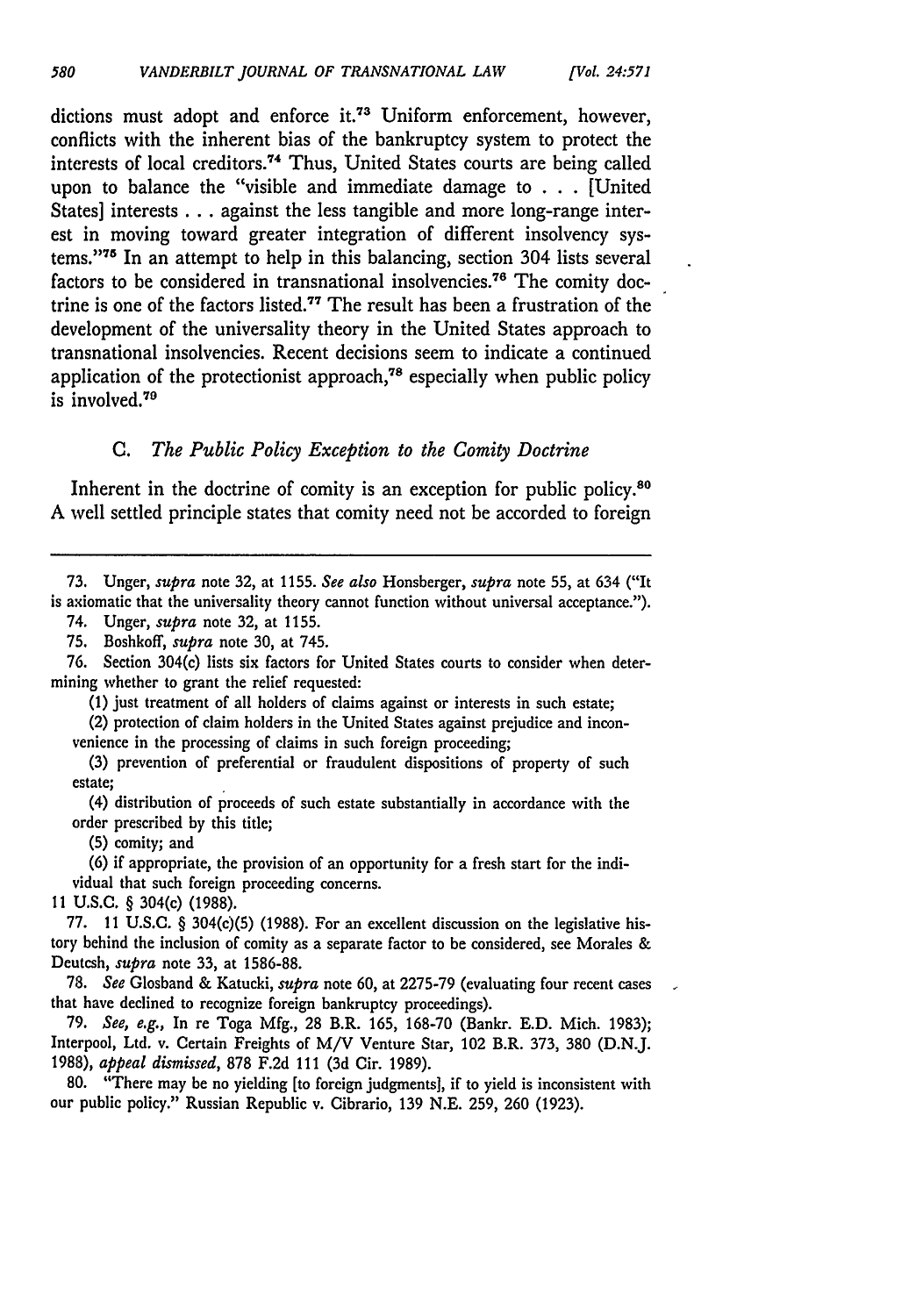dictions must adopt and enforce it.[73] Uniform enforcement, however, conflicts with the inherent bias of the bankruptcy system to protect the interests of local creditors.[74] Thus, United States courts are being called upon to balance the "visible and immediate damage to . . . [United States] interests . . . against the less tangible and more long-range interest in moving toward greater integration of different insolvency systems."[75] In an attempt to help in this balancing, section 304 lists several factors to be considered in transnational insolvencies.[76] The comity doctrine is one of the factors listed.[77] The result has been a frustration of the development of the universality theory in the United States approach to transnational insolvencies. Recent decisions seem to indicate a continued application of the protectionist approach,[78] especially when public policy is involved.[79]

### C. *The Public Policy Exception to the Comity Doctrine*

Inherent in the doctrine of comity is an exception for public policy.[80] A well settled principle states that comity need not be accorded to foreign

---

73. Unger, *supra* note 32, at 1155. *See also* Honsberger, *supra* note 55, at 634 ("It is axiomatic that the universality theory cannot function without universal acceptance.").

74. Unger, *supra* note 32, at 1155.

75. Boshkoff, *supra* note 30, at 745.

76. Section 304(c) lists six factors for United States courts to consider when determining whether to grant the relief requested:

> (1) just treatment of all holders of claims against or interests in such estate;
>
> (2) protection of claim holders in the United States against prejudice and inconvenience in the processing of claims in such foreign proceeding;
>
> (3) prevention of preferential or fraudulent dispositions of property of such estate;
>
> (4) distribution of proceeds of such estate substantially in accordance with the order prescribed by this title;
>
> (5) comity; and
>
> (6) if appropriate, the provision of an opportunity for a fresh start for the individual that such foreign proceeding concerns.

11 U.S.C. § 304(c) (1988).

77. 11 U.S.C. § 304(c)(5) (1988). For an excellent discussion on the legislative history behind the inclusion of comity as a separate factor to be considered, see Morales & Deutcsh, *supra* note 33, at 1586-88.

78. *See* Glosband & Katucki, *supra* note 60, at 2275-79 (evaluating four recent cases that have declined to recognize foreign bankruptcy proceedings).

79. *See, e.g.*, In re Toga Mfg., 28 B.R. 165, 168-70 (Bankr. E.D. Mich. 1983); Interpool, Ltd. v. Certain Freights of M/V Venture Star, 102 B.R. 373, 380 (D.N.J. 1988), *appeal dismissed*, 878 F.2d 111 (3d Cir. 1989).

80. "There may be no yielding [to foreign judgments], if to yield is inconsistent with our public policy." Russian Republic v. Cibrario, 139 N.E. 259, 260 (1923).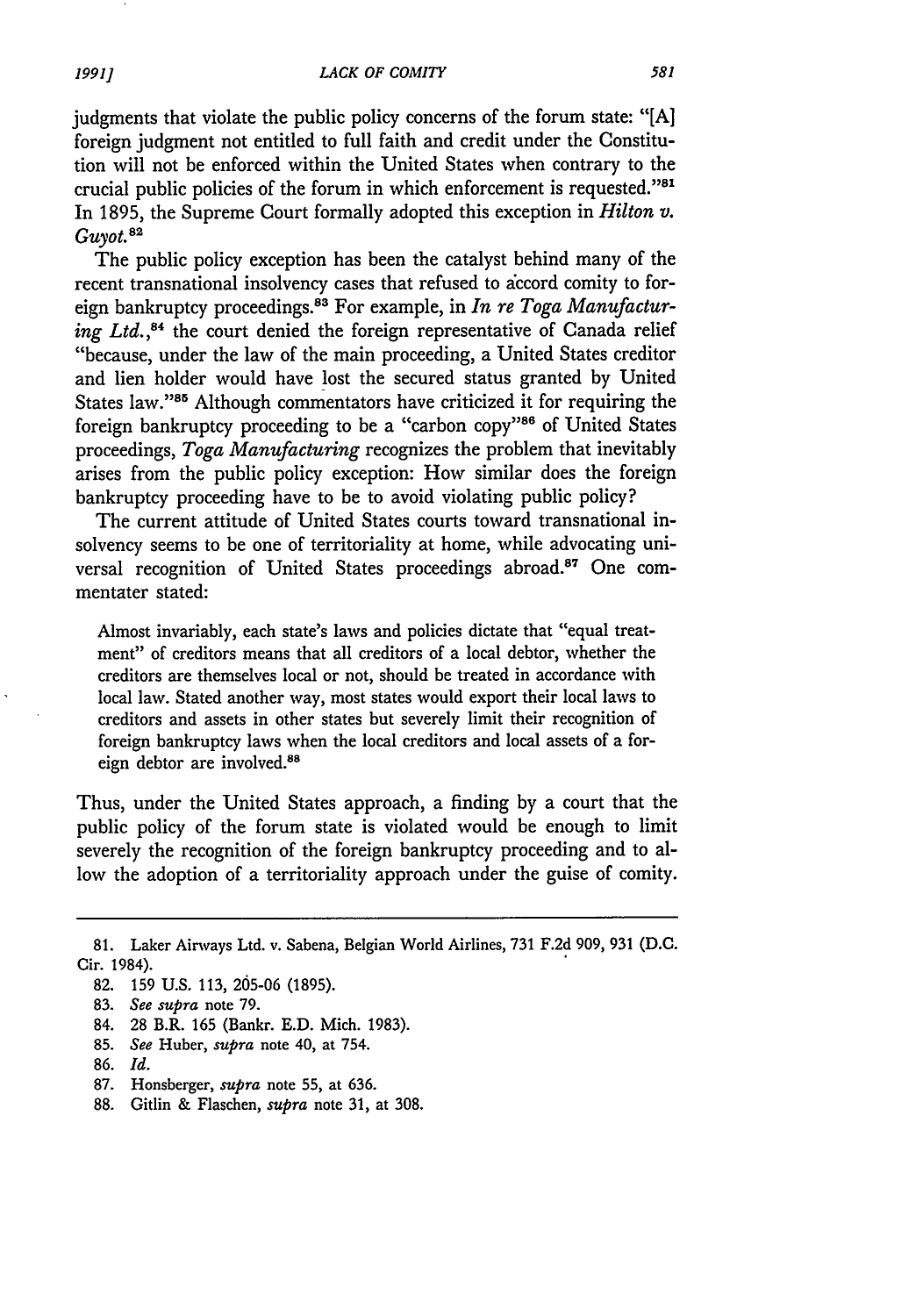judgments that violate the public policy concerns of the forum state: "[A] foreign judgment not entitled to full faith and credit under the Constitution will not be enforced within the United States when contrary to the crucial public policies of the forum in which enforcement is requested."[81] In 1895, the Supreme Court formally adopted this exception in *Hilton v. Guyot.*[82]

The public policy exception has been the catalyst behind many of the recent transnational insolvency cases that refused to accord comity to foreign bankruptcy proceedings.[83] For example, in *In re Toga Manufacturing Ltd.*,[84] the court denied the foreign representative of Canada relief "because, under the law of the main proceeding, a United States creditor and lien holder would have lost the secured status granted by United States law."[85] Although commentators have criticized it for requiring the foreign bankruptcy proceeding to be a "carbon copy"[86] of United States proceedings, *Toga Manufacturing* recognizes the problem that inevitably arises from the public policy exception: How similar does the foreign bankruptcy proceeding have to be to avoid violating public policy?

The current attitude of United States courts toward transnational insolvency seems to be one of territoriality at home, while advocating universal recognition of United States proceedings abroad.[87] One commentater stated:

> Almost invariably, each state's laws and policies dictate that "equal treatment" of creditors means that all creditors of a local debtor, whether the creditors are themselves local or not, should be treated in accordance with local law. Stated another way, most states would export their local laws to creditors and assets in other states but severely limit their recognition of foreign bankruptcy laws when the local creditors and local assets of a foreign debtor are involved.[88]

Thus, under the United States approach, a finding by a court that the public policy of the forum state is violated would be enough to limit severely the recognition of the foreign bankruptcy proceeding and to allow the adoption of a territoriality approach under the guise of comity.

---

81. Laker Airways Ltd. v. Sabena, Belgian World Airlines, 731 F.2d 909, 931 (D.C. Cir. 1984).

82. 159 U.S. 113, 205-06 (1895).

83. *See supra* note 79.

84. 28 B.R. 165 (Bankr. E.D. Mich. 1983).

85. *See* Huber, *supra* note 40, at 754.

86. *Id.*

87. Honsberger, *supra* note 55, at 636.

88. Gitlin & Flaschen, *supra* note 31, at 308.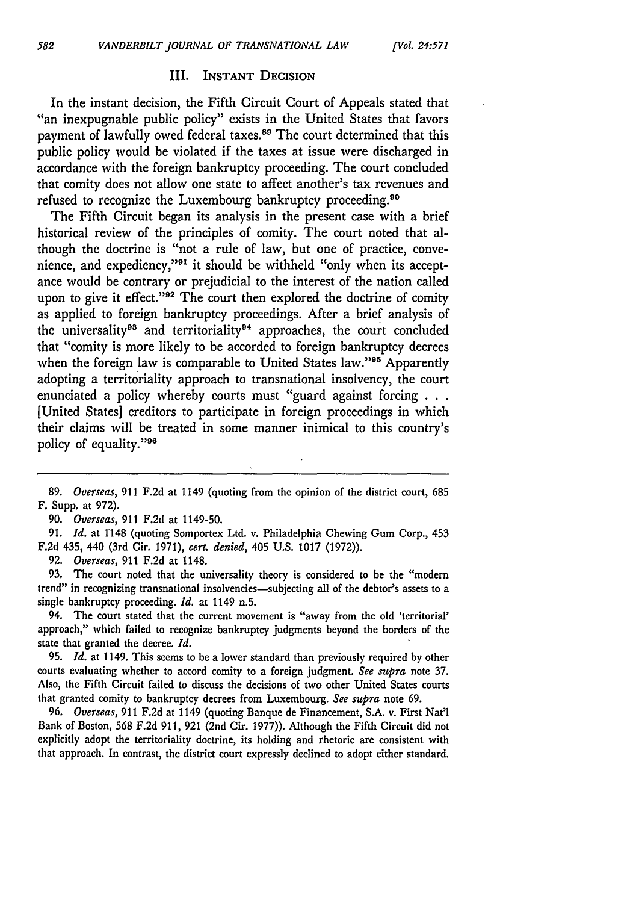## III. INSTANT DECISION

In the instant decision, the Fifth Circuit Court of Appeals stated that "an inexpugnable public policy" exists in the United States that favors payment of lawfully owed federal taxes.[89] The court determined that this public policy would be violated if the taxes at issue were discharged in accordance with the foreign bankruptcy proceeding. The court concluded that comity does not allow one state to affect another's tax revenues and refused to recognize the Luxembourg bankruptcy proceeding.[90]

The Fifth Circuit began its analysis in the present case with a brief historical review of the principles of comity. The court noted that although the doctrine is "not a rule of law, but one of practice, convenience, and expediency,"[91] it should be withheld "only when its acceptance would be contrary or prejudicial to the interest of the nation called upon to give it effect."[92] The court then explored the doctrine of comity as applied to foreign bankruptcy proceedings. After a brief analysis of the universality[93] and territoriality[94] approaches, the court concluded that "comity is more likely to be accorded to foreign bankruptcy decrees when the foreign law is comparable to United States law."[95] Apparently adopting a territoriality approach to transnational insolvency, the court enunciated a policy whereby courts must "guard against forcing . . . [United States] creditors to participate in foreign proceedings in which their claims will be treated in some manner inimical to this country's policy of equality."[96]

---

89. *Overseas*, 911 F.2d at 1149 (quoting from the opinion of the district court, 685 F. Supp. at 972).

90. *Overseas*, 911 F.2d at 1149-50.

91. *Id.* at 1148 (quoting Somportex Ltd. v. Philadelphia Chewing Gum Corp., 453 F.2d 435, 440 (3rd Cir. 1971), *cert. denied*, 405 U.S. 1017 (1972)).

92. *Overseas*, 911 F.2d at 1148.

93. The court noted that the universality theory is considered to be the "modern trend" in recognizing transnational insolvencies—subjecting all of the debtor's assets to a single bankruptcy proceeding. *Id.* at 1149 n.5.

94. The court stated that the current movement is "away from the old 'territorial' approach," which failed to recognize bankruptcy judgments beyond the borders of the state that granted the decree. *Id.*

95. *Id.* at 1149. This seems to be a lower standard than previously required by other courts evaluating whether to accord comity to a foreign judgment. *See supra* note 37. Also, the Fifth Circuit failed to discuss the decisions of two other United States courts that granted comity to bankruptcy decrees from Luxembourg. *See supra* note 69.

96. *Overseas*, 911 F.2d at 1149 (quoting Banque de Financement, S.A. v. First Nat'l Bank of Boston, 568 F.2d 911, 921 (2nd Cir. 1977)). Although the Fifth Circuit did not explicitly adopt the territoriality doctrine, its holding and rhetoric are consistent with that approach. In contrast, the district court expressly declined to adopt either standard.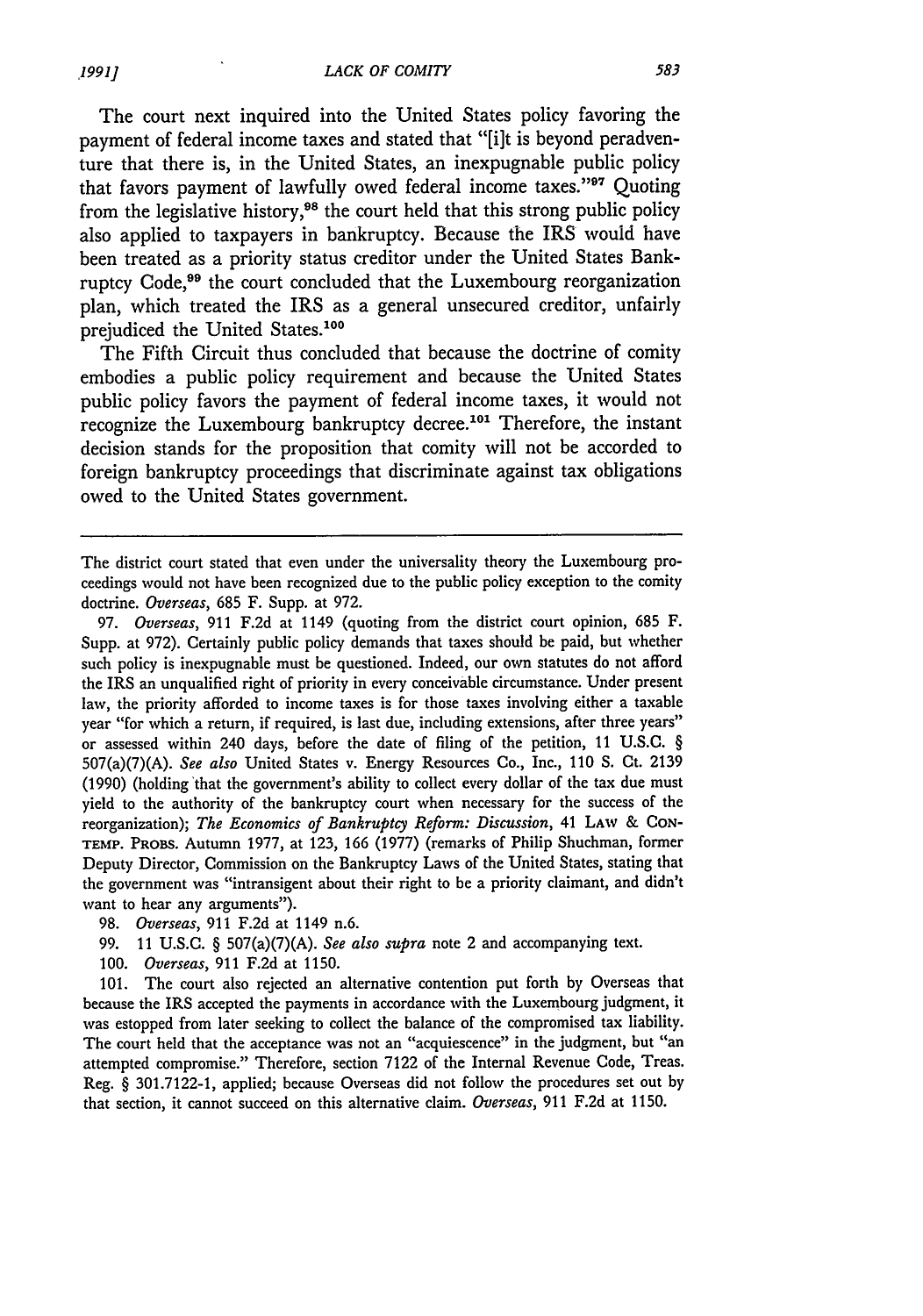The court next inquired into the United States policy favoring the payment of federal income taxes and stated that "[i]t is beyond peradventure that there is, in the United States, an inexpugnable public policy that favors payment of lawfully owed federal income taxes."[97] Quoting from the legislative history,[98] the court held that this strong public policy also applied to taxpayers in bankruptcy. Because the IRS would have been treated as a priority status creditor under the United States Bankruptcy Code,[99] the court concluded that the Luxembourg reorganization plan, which treated the IRS as a general unsecured creditor, unfairly prejudiced the United States.[100]

The Fifth Circuit thus concluded that because the doctrine of comity embodies a public policy requirement and because the United States public policy favors the payment of federal income taxes, it would not recognize the Luxembourg bankruptcy decree.[101] Therefore, the instant decision stands for the proposition that comity will not be accorded to foreign bankruptcy proceedings that discriminate against tax obligations owed to the United States government.

---

The district court stated that even under the universality theory the Luxembourg proceedings would not have been recognized due to the public policy exception to the comity doctrine. *Overseas*, 685 F. Supp. at 972.

97. *Overseas*, 911 F.2d at 1149 (quoting from the district court opinion, 685 F. Supp. at 972). Certainly public policy demands that taxes should be paid, but whether such policy is inexpugnable must be questioned. Indeed, our own statutes do not afford the IRS an unqualified right of priority in every conceivable circumstance. Under present law, the priority afforded to income taxes is for those taxes involving either a taxable year "for which a return, if required, is last due, including extensions, after three years" or assessed within 240 days, before the date of filing of the petition, 11 U.S.C. § 507(a)(7)(A). *See also* United States v. Energy Resources Co., Inc., 110 S. Ct. 2139 (1990) (holding that the government's ability to collect every dollar of the tax due must yield to the authority of the bankruptcy court when necessary for the success of the reorganization); *The Economics of Bankruptcy Reform: Discussion*, 41 LAW & CONTEMP. PROBS. Autumn 1977, at 123, 166 (1977) (remarks of Philip Shuchman, former Deputy Director, Commission on the Bankruptcy Laws of the United States, stating that the government was "intransigent about their right to be a priority claimant, and didn't want to hear any arguments").

98. *Overseas*, 911 F.2d at 1149 n.6.

99. 11 U.S.C. § 507(a)(7)(A). *See also supra* note 2 and accompanying text.

100. *Overseas*, 911 F.2d at 1150.

101. The court also rejected an alternative contention put forth by Overseas that because the IRS accepted the payments in accordance with the Luxembourg judgment, it was estopped from later seeking to collect the balance of the compromised tax liability. The court held that the acceptance was not an "acquiescence" in the judgment, but "an attempted compromise." Therefore, section 7122 of the Internal Revenue Code, Treas. Reg. § 301.7122-1, applied; because Overseas did not follow the procedures set out by that section, it cannot succeed on this alternative claim. *Overseas*, 911 F.2d at 1150.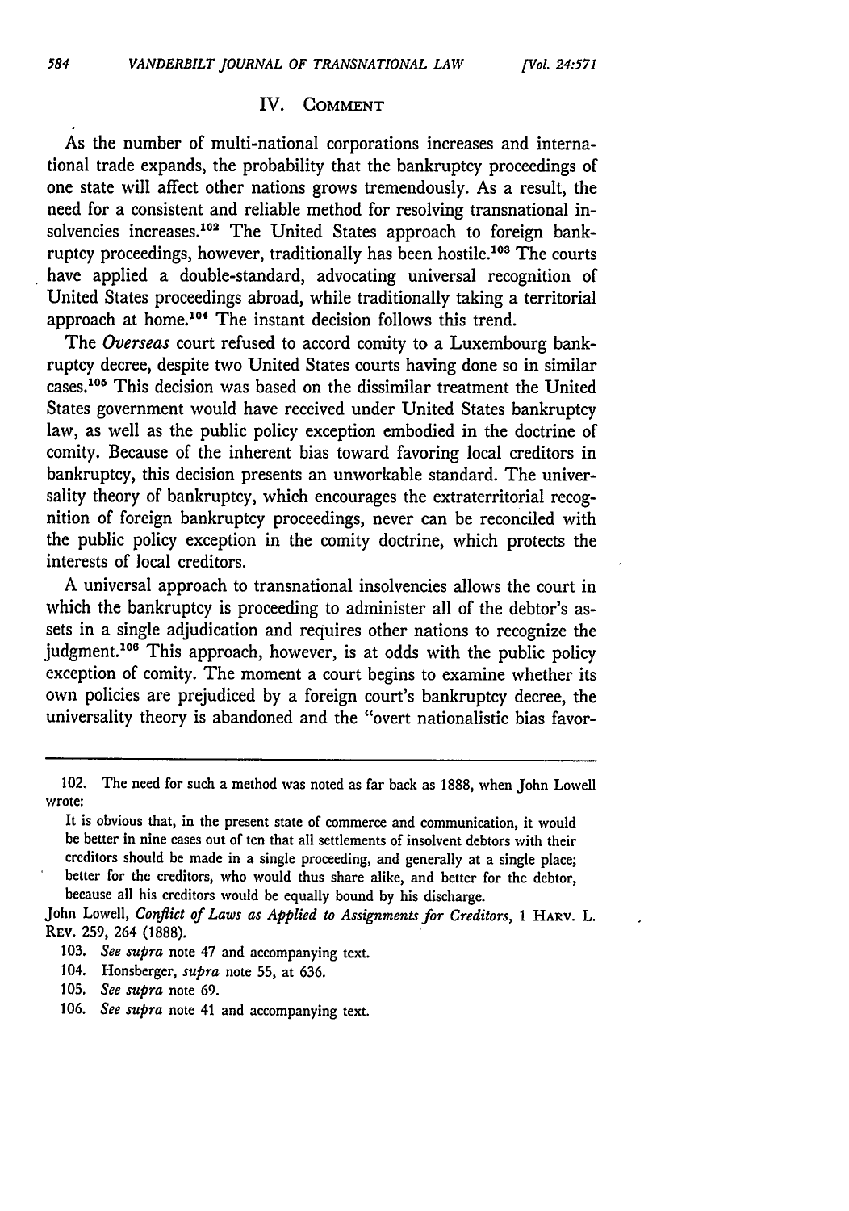## IV. COMMENT

As the number of multi-national corporations increases and international trade expands, the probability that the bankruptcy proceedings of one state will affect other nations grows tremendously. As a result, the need for a consistent and reliable method for resolving transnational insolvencies increases.[102] The United States approach to foreign bankruptcy proceedings, however, traditionally has been hostile.[103] The courts have applied a double-standard, advocating universal recognition of United States proceedings abroad, while traditionally taking a territorial approach at home.[104] The instant decision follows this trend.

The *Overseas* court refused to accord comity to a Luxembourg bankruptcy decree, despite two United States courts having done so in similar cases.[105] This decision was based on the dissimilar treatment the United States government would have received under United States bankruptcy law, as well as the public policy exception embodied in the doctrine of comity. Because of the inherent bias toward favoring local creditors in bankruptcy, this decision presents an unworkable standard. The universality theory of bankruptcy, which encourages the extraterritorial recognition of foreign bankruptcy proceedings, never can be reconciled with the public policy exception in the comity doctrine, which protects the interests of local creditors.

A universal approach to transnational insolvencies allows the court in which the bankruptcy is proceeding to administer all of the debtor's assets in a single adjudication and requires other nations to recognize the judgment.[106] This approach, however, is at odds with the public policy exception of comity. The moment a court begins to examine whether its own policies are prejudiced by a foreign court's bankruptcy decree, the universality theory is abandoned and the "overt nationalistic bias favor-

---

102. The need for such a method was noted as far back as 1888, when John Lowell wrote:

> It is obvious that, in the present state of commerce and communication, it would be better in nine cases out of ten that all settlements of insolvent debtors with their creditors should be made in a single proceeding, and generally at a single place; better for the creditors, who would thus share alike, and better for the debtor, because all his creditors would be equally bound by his discharge.

John Lowell, *Conflict of Laws as Applied to Assignments for Creditors*, 1 HARV. L. REV. 259, 264 (1888).

103. *See supra* note 47 and accompanying text.

104. Honsberger, *supra* note 55, at 636.

105. *See supra* note 69.

106. *See supra* note 41 and accompanying text.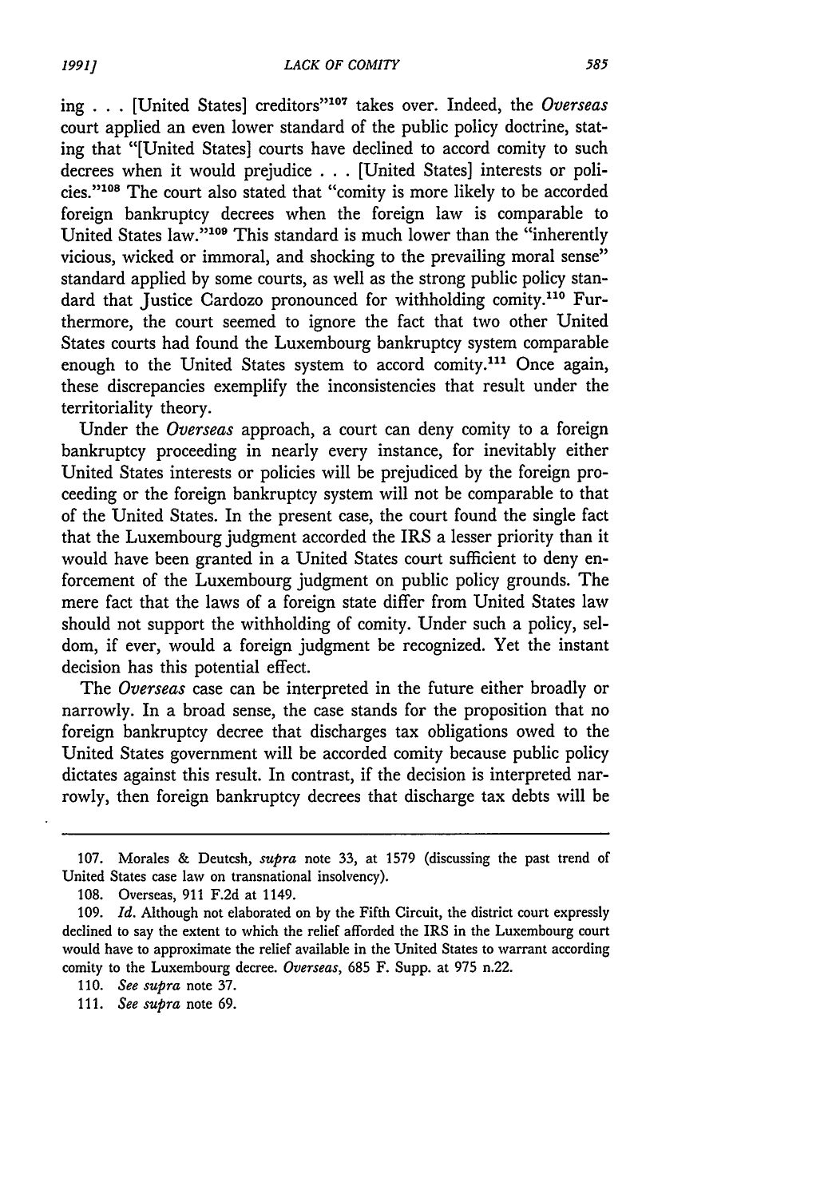ing . . . [United States] creditors"[107] takes over. Indeed, the *Overseas* court applied an even lower standard of the public policy doctrine, stating that "[United States] courts have declined to accord comity to such decrees when it would prejudice . . . [United States] interests or policies."[108] The court also stated that "comity is more likely to be accorded foreign bankruptcy decrees when the foreign law is comparable to United States law."[109] This standard is much lower than the "inherently vicious, wicked or immoral, and shocking to the prevailing moral sense" standard applied by some courts, as well as the strong public policy standard that Justice Cardozo pronounced for withholding comity.[110] Furthermore, the court seemed to ignore the fact that two other United States courts had found the Luxembourg bankruptcy system comparable enough to the United States system to accord comity.[111] Once again, these discrepancies exemplify the inconsistencies that result under the territoriality theory.

Under the *Overseas* approach, a court can deny comity to a foreign bankruptcy proceeding in nearly every instance, for inevitably either United States interests or policies will be prejudiced by the foreign proceeding or the foreign bankruptcy system will not be comparable to that of the United States. In the present case, the court found the single fact that the Luxembourg judgment accorded the IRS a lesser priority than it would have been granted in a United States court sufficient to deny enforcement of the Luxembourg judgment on public policy grounds. The mere fact that the laws of a foreign state differ from United States law should not support the withholding of comity. Under such a policy, seldom, if ever, would a foreign judgment be recognized. Yet the instant decision has this potential effect.

The *Overseas* case can be interpreted in the future either broadly or narrowly. In a broad sense, the case stands for the proposition that no foreign bankruptcy decree that discharges tax obligations owed to the United States government will be accorded comity because public policy dictates against this result. In contrast, if the decision is interpreted narrowly, then foreign bankruptcy decrees that discharge tax debts will be

---

107. Morales & Deutcsh, *supra* note 33, at 1579 (discussing the past trend of United States case law on transnational insolvency).

108. Overseas, 911 F.2d at 1149.

109. *Id.* Although not elaborated on by the Fifth Circuit, the district court expressly declined to say the extent to which the relief afforded the IRS in the Luxembourg court would have to approximate the relief available in the United States to warrant according comity to the Luxembourg decree. *Overseas*, 685 F. Supp. at 975 n.22.

110. *See supra* note 37.

111. *See supra* note 69.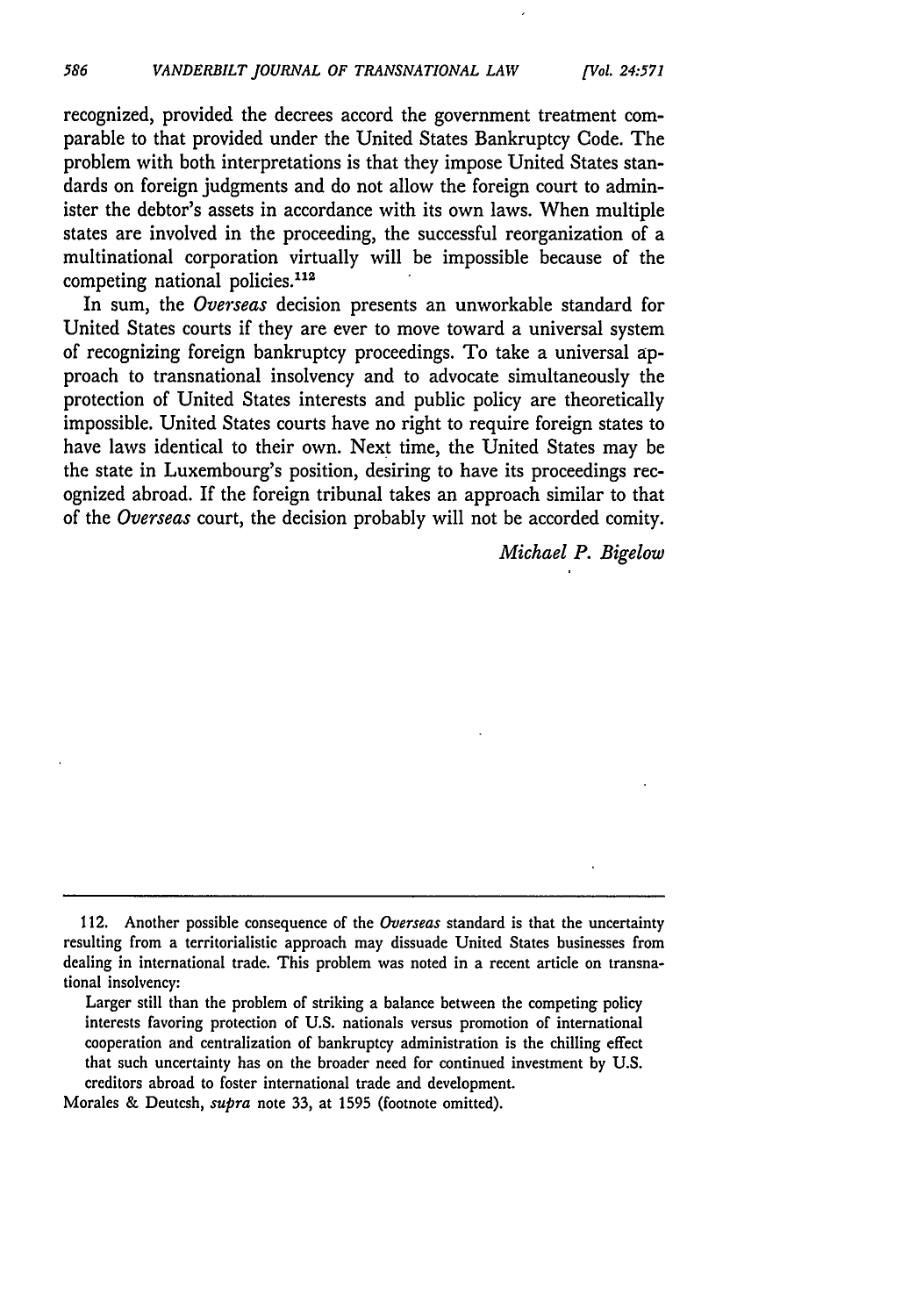recognized, provided the decrees accord the government treatment comparable to that provided under the United States Bankruptcy Code. The problem with both interpretations is that they impose United States standards on foreign judgments and do not allow the foreign court to administer the debtor's assets in accordance with its own laws. When multiple states are involved in the proceeding, the successful reorganization of a multinational corporation virtually will be impossible because of the competing national policies.[112]

In sum, the *Overseas* decision presents an unworkable standard for United States courts if they are ever to move toward a universal system of recognizing foreign bankruptcy proceedings. To take a universal approach to transnational insolvency and to advocate simultaneously the protection of United States interests and public policy are theoretically impossible. United States courts have no right to require foreign states to have laws identical to their own. Next time, the United States may be the state in Luxembourg's position, desiring to have its proceedings recognized abroad. If the foreign tribunal takes an approach similar to that of the *Overseas* court, the decision probably will not be accorded comity.

*Michael P. Bigelow*

---

112. Another possible consequence of the *Overseas* standard is that the uncertainty resulting from a territorialistic approach may dissuade United States businesses from dealing in international trade. This problem was noted in a recent article on transnational insolvency:

> Larger still than the problem of striking a balance between the competing policy interests favoring protection of U.S. nationals versus promotion of international cooperation and centralization of bankruptcy administration is the chilling effect that such uncertainty has on the broader need for continued investment by U.S. creditors abroad to foster international trade and development.

Morales & Deutcsh, *supra* note 33, at 1595 (footnote omitted).